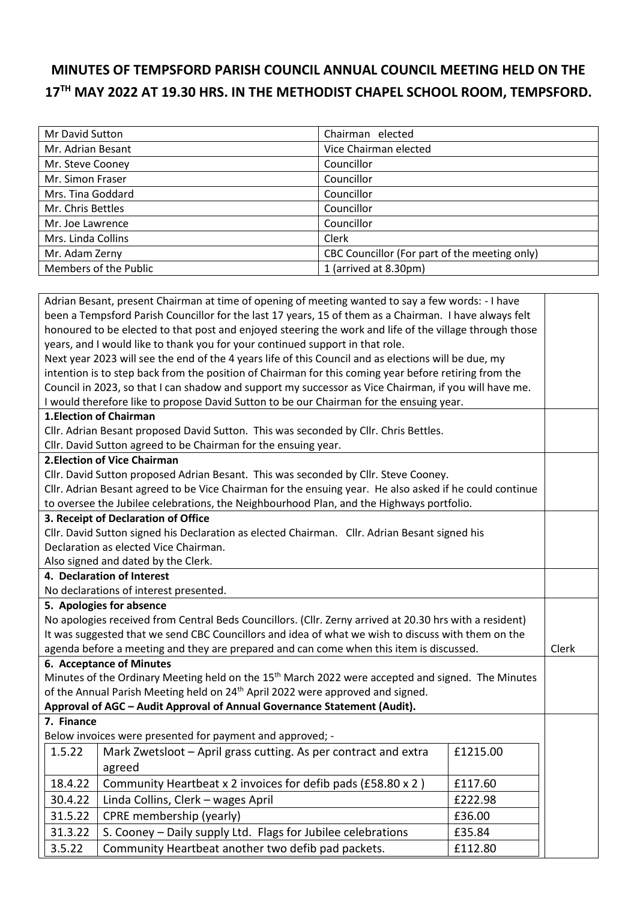# MINUTES OF TEMPSFORD PARISH COUNCIL ANNUAL COUNCIL MEETING HELD ON THE 17TH MAY 2022 AT 19.30 HRS. IN THE METHODIST CHAPEL SCHOOL ROOM, TEMPSFORD.

| | |
|---|---|
| Mr David Sutton | Chairman elected |
| Mr. Adrian Besant | Vice Chairman elected |
| Mr. Steve Cooney | Councillor |
| Mr. Simon Fraser | Councillor |
| Mrs. Tina Goddard | Councillor |
| Mr. Chris Bettles | Councillor |
| Mr. Joe Lawrence | Councillor |
| Mrs. Linda Collins | Clerk |
| Mr. Adam Zerny | CBC Councillor (For part of the meeting only) |
| Members of the Public | 1 (arrived at 8.30pm) |

Adrian Besant, present Chairman at time of opening of meeting wanted to say a few words: - I have been a Tempsford Parish Councillor for the last 17 years, 15 of them as a Chairman. I have always felt honoured to be elected to that post and enjoyed steering the work and life of the village through those years, and I would like to thank you for your continued support in that role.
Next year 2023 will see the end of the 4 years life of this Council and as elections will be due, my intention is to step back from the position of Chairman for this coming year before retiring from the Council in 2023, so that I can shadow and support my successor as Vice Chairman, if you will have me.
I would therefore like to propose David Sutton to be our Chairman for the ensuing year.

**1.Election of Chairman**
Cllr. Adrian Besant proposed David Sutton. This was seconded by Cllr. Chris Bettles.
Cllr. David Sutton agreed to be Chairman for the ensuing year.

**2.Election of Vice Chairman**
Cllr. David Sutton proposed Adrian Besant. This was seconded by Cllr. Steve Cooney.
Cllr. Adrian Besant agreed to be Vice Chairman for the ensuing year. He also asked if he could continue to oversee the Jubilee celebrations, the Neighbourhood Plan, and the Highways portfolio.

**3. Receipt of Declaration of Office**
Cllr. David Sutton signed his Declaration as elected Chairman. Cllr. Adrian Besant signed his Declaration as elected Vice Chairman.
Also signed and dated by the Clerk.

**4. Declaration of Interest**
No declarations of interest presented.

**5. Apologies for absence**
No apologies received from Central Beds Councillors. (Cllr. Zerny arrived at 20.30 hrs with a resident)
It was suggested that we send CBC Councillors and idea of what we wish to discuss with them on the agenda before a meeting and they are prepared and can come when this item is discussed. — **Clerk**

**6. Acceptance of Minutes**
Minutes of the Ordinary Meeting held on the 15th March 2022 were accepted and signed. The Minutes of the Annual Parish Meeting held on 24th April 2022 were approved and signed.
**Approval of AGC – Audit Approval of Annual Governance Statement (Audit).**

**7. Finance**
Below invoices were presented for payment and approved; -

| | | |
|---|---|---|
| 1.5.22 | Mark Zwetsloot – April grass cutting. As per contract and extra agreed | £1215.00 |
| 18.4.22 | Community Heartbeat x 2 invoices for defib pads (£58.80 x 2 ) | £117.60 |
| 30.4.22 | Linda Collins, Clerk – wages April | £222.98 |
| 31.5.22 | CPRE membership (yearly) | £36.00 |
| 31.3.22 | S. Cooney – Daily supply Ltd. Flags for Jubilee celebrations | £35.84 |
| 3.5.22 | Community Heartbeat another two defib pad packets. | £112.80 |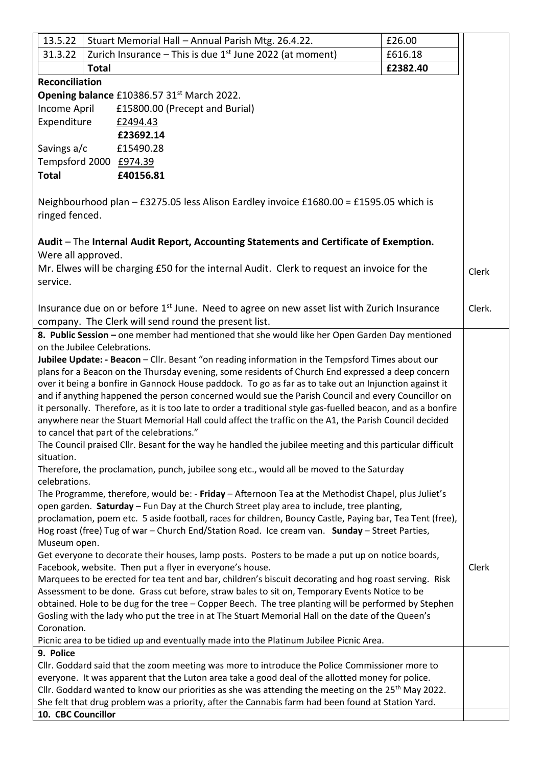| | | | |
|---|---|---|---|
| 13.5.22 | Stuart Memorial Hall – Annual Parish Mtg. 26.4.22. | £26.00 | |
| 31.3.22 | Zurich Insurance – This is due 1st June 2022 (at moment) | £616.18 | |
| | **Total** | **£2382.40** | |

**Reconciliation**

**Opening balance** £10386.57 31st March 2022.

Income April £15800.00 (Precept and Burial)

Expenditure £2494.43

**£23692.14**

Savings a/c £15490.28

Tempsford 2000 £974.39

**Total £40156.81**

Neighbourhood plan – £3275.05 less Alison Eardley invoice £1680.00 = £1595.05 which is ringed fenced.

**Audit** – The **Internal Audit Report, Accounting Statements and Certificate of Exemption.** Were all approved.

Mr. Elwes will be charging £50 for the internal Audit. Clerk to request an invoice for the service. — Clerk

Insurance due on or before 1st June. Need to agree on new asset list with Zurich Insurance company. The Clerk will send round the present list. — Clerk.

**8. Public Session –** one member had mentioned that she would like her Open Garden Day mentioned on the Jubilee Celebrations.

**Jubilee Update: - Beacon** – Cllr. Besant "on reading information in the Tempsford Times about our plans for a Beacon on the Thursday evening, some residents of Church End expressed a deep concern over it being a bonfire in Gannock House paddock. To go as far as to take out an Injunction against it and if anything happened the person concerned would sue the Parish Council and every Councillor on it personally. Therefore, as it is too late to order a traditional style gas-fuelled beacon, and as a bonfire anywhere near the Stuart Memorial Hall could affect the traffic on the A1, the Parish Council decided to cancel that part of the celebrations."

The Council praised Cllr. Besant for the way he handled the jubilee meeting and this particular difficult situation.

Therefore, the proclamation, punch, jubilee song etc., would all be moved to the Saturday celebrations.

The Programme, therefore, would be: - **Friday** – Afternoon Tea at the Methodist Chapel, plus Juliet's open garden. **Saturday** – Fun Day at the Church Street play area to include, tree planting, proclamation, poem etc. 5 aside football, races for children, Bouncy Castle, Paying bar, Tea Tent (free), Hog roast (free) Tug of war – Church End/Station Road. Ice cream van. **Sunday** – Street Parties, Museum open.

Get everyone to decorate their houses, lamp posts. Posters to be made a put up on notice boards, Facebook, website. Then put a flyer in everyone's house. — Clerk

Marquees to be erected for tea tent and bar, children's biscuit decorating and hog roast serving. Risk Assessment to be done. Grass cut before, straw bales to sit on, Temporary Events Notice to be obtained. Hole to be dug for the tree – Copper Beech. The tree planting will be performed by Stephen Gosling with the lady who put the tree in at The Stuart Memorial Hall on the date of the Queen's Coronation.

Picnic area to be tidied up and eventually made into the Platinum Jubilee Picnic Area.

**9. Police**

Cllr. Goddard said that the zoom meeting was more to introduce the Police Commissioner more to everyone. It was apparent that the Luton area take a good deal of the allotted money for police. Cllr. Goddard wanted to know our priorities as she was attending the meeting on the 25th May 2022. She felt that drug problem was a priority, after the Cannabis farm had been found at Station Yard.

**10. CBC Councillor**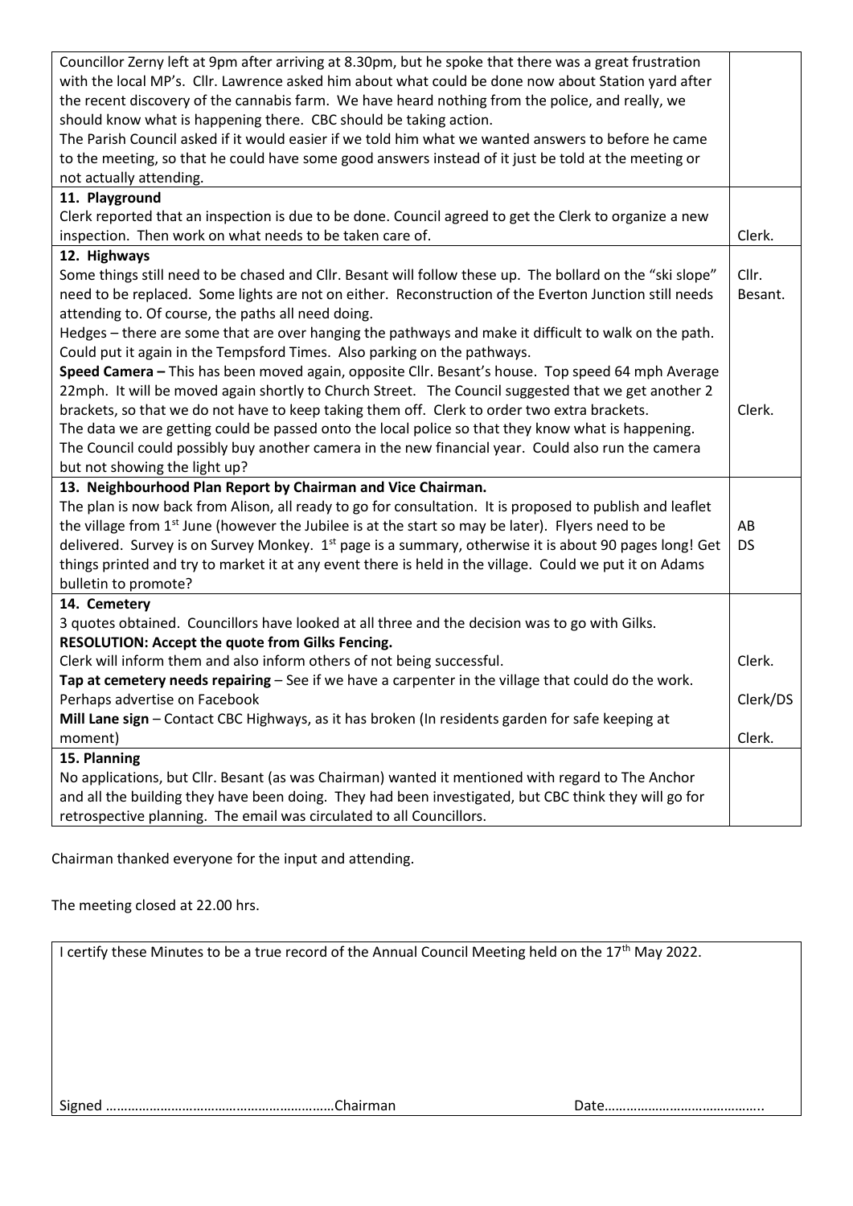| | |
|---|---|
| Councillor Zerny left at 9pm after arriving at 8.30pm, but he spoke that there was a great frustration with the local MP's. Cllr. Lawrence asked him about what could be done now about Station yard after the recent discovery of the cannabis farm. We have heard nothing from the police, and really, we should know what is happening there. CBC should be taking action.<br>The Parish Council asked if it would easier if we told him what we wanted answers to before he came to the meeting, so that he could have some good answers instead of it just be told at the meeting or not actually attending. | |
| **11. Playground**<br>Clerk reported that an inspection is due to be done. Council agreed to get the Clerk to organize a new inspection. Then work on what needs to be taken care of. | Clerk. |
| **12. Highways**<br>Some things still need to be chased and Cllr. Besant will follow these up. The bollard on the "ski slope" need to be replaced. Some lights are not on either. Reconstruction of the Everton Junction still needs attending to. Of course, the paths all need doing.<br>Hedges – there are some that are over hanging the pathways and make it difficult to walk on the path. Could put it again in the Tempsford Times. Also parking on the pathways.<br>**Speed Camera –** This has been moved again, opposite Cllr. Besant's house. Top speed 64 mph Average 22mph. It will be moved again shortly to Church Street. The Council suggested that we get another 2 brackets, so that we do not have to keep taking them off. Clerk to order two extra brackets.<br>The data we are getting could be passed onto the local police so that they know what is happening.<br>The Council could possibly buy another camera in the new financial year. Could also run the camera but not showing the light up? | Cllr. Besant.<br><br><br><br><br><br>Clerk. |
| **13. Neighbourhood Plan Report by Chairman and Vice Chairman.**<br>The plan is now back from Alison, all ready to go for consultation. It is proposed to publish and leaflet the village from 1st June (however the Jubilee is at the start so may be later). Flyers need to be delivered. Survey is on Survey Monkey. 1st page is a summary, otherwise it is about 90 pages long! Get things printed and try to market it at any event there is held in the village. Could we put it on Adams bulletin to promote? | AB<br>DS |
| **14. Cemetery**<br>3 quotes obtained. Councillors have looked at all three and the decision was to go with Gilks.<br>**RESOLUTION: Accept the quote from Gilks Fencing.**<br>Clerk will inform them and also inform others of not being successful.<br>**Tap at cemetery needs repairing** – See if we have a carpenter in the village that could do the work. Perhaps advertise on Facebook<br>**Mill Lane sign** – Contact CBC Highways, as it has broken (In residents garden for safe keeping at moment) | <br><br><br>Clerk.<br><br>Clerk/DS<br><br>Clerk. |
| **15. Planning**<br>No applications, but Cllr. Besant (as was Chairman) wanted it mentioned with regard to The Anchor and all the building they have been doing. They had been investigated, but CBC think they will go for retrospective planning. The email was circulated to all Councillors. | |

Chairman thanked everyone for the input and attending.

The meeting closed at 22.00 hrs.

I certify these Minutes to be a true record of the Annual Council Meeting held on the 17th May 2022.

Signed ……………………………………………………Chairman Date……………………………………..